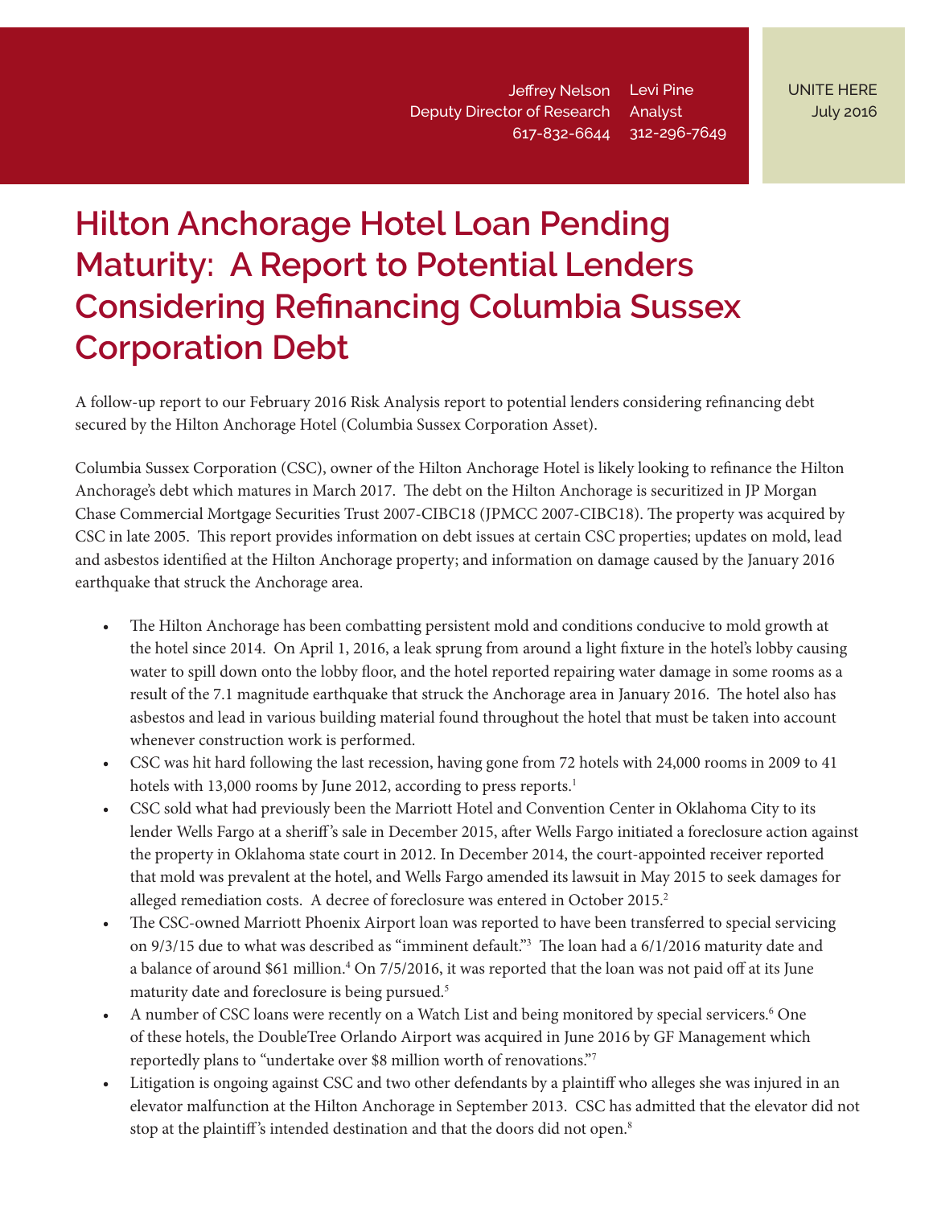Jeffrey Nelson
Deputy Director of Research
617-832-6644

Levi Pine
Analyst
312-296-7649

UNITE HERE
July 2016

# Hilton Anchorage Hotel Loan Pending Maturity: A Report to Potential Lenders Considering Refinancing Columbia Sussex Corporation Debt

A follow-up report to our February 2016 Risk Analysis report to potential lenders considering refinancing debt secured by the Hilton Anchorage Hotel (Columbia Sussex Corporation Asset).

Columbia Sussex Corporation (CSC), owner of the Hilton Anchorage Hotel is likely looking to refinance the Hilton Anchorage's debt which matures in March 2017. The debt on the Hilton Anchorage is securitized in JP Morgan Chase Commercial Mortgage Securities Trust 2007-CIBC18 (JPMCC 2007-CIBC18). The property was acquired by CSC in late 2005. This report provides information on debt issues at certain CSC properties; updates on mold, lead and asbestos identified at the Hilton Anchorage property; and information on damage caused by the January 2016 earthquake that struck the Anchorage area.

- The Hilton Anchorage has been combatting persistent mold and conditions conducive to mold growth at the hotel since 2014. On April 1, 2016, a leak sprung from around a light fixture in the hotel's lobby causing water to spill down onto the lobby floor, and the hotel reported repairing water damage in some rooms as a result of the 7.1 magnitude earthquake that struck the Anchorage area in January 2016. The hotel also has asbestos and lead in various building material found throughout the hotel that must be taken into account whenever construction work is performed.
- CSC was hit hard following the last recession, having gone from 72 hotels with 24,000 rooms in 2009 to 41 hotels with 13,000 rooms by June 2012, according to press reports.[1]
- CSC sold what had previously been the Marriott Hotel and Convention Center in Oklahoma City to its lender Wells Fargo at a sheriff's sale in December 2015, after Wells Fargo initiated a foreclosure action against the property in Oklahoma state court in 2012. In December 2014, the court-appointed receiver reported that mold was prevalent at the hotel, and Wells Fargo amended its lawsuit in May 2015 to seek damages for alleged remediation costs. A decree of foreclosure was entered in October 2015.[2]
- The CSC-owned Marriott Phoenix Airport loan was reported to have been transferred to special servicing on 9/3/15 due to what was described as "imminent default."[3] The loan had a 6/1/2016 maturity date and a balance of around \$61 million.[4] On 7/5/2016, it was reported that the loan was not paid off at its June maturity date and foreclosure is being pursued.[5]
- A number of CSC loans were recently on a Watch List and being monitored by special servicers.[6] One of these hotels, the DoubleTree Orlando Airport was acquired in June 2016 by GF Management which reportedly plans to "undertake over \$8 million worth of renovations."[7]
- Litigation is ongoing against CSC and two other defendants by a plaintiff who alleges she was injured in an elevator malfunction at the Hilton Anchorage in September 2013. CSC has admitted that the elevator did not stop at the plaintiff's intended destination and that the doors did not open.[8]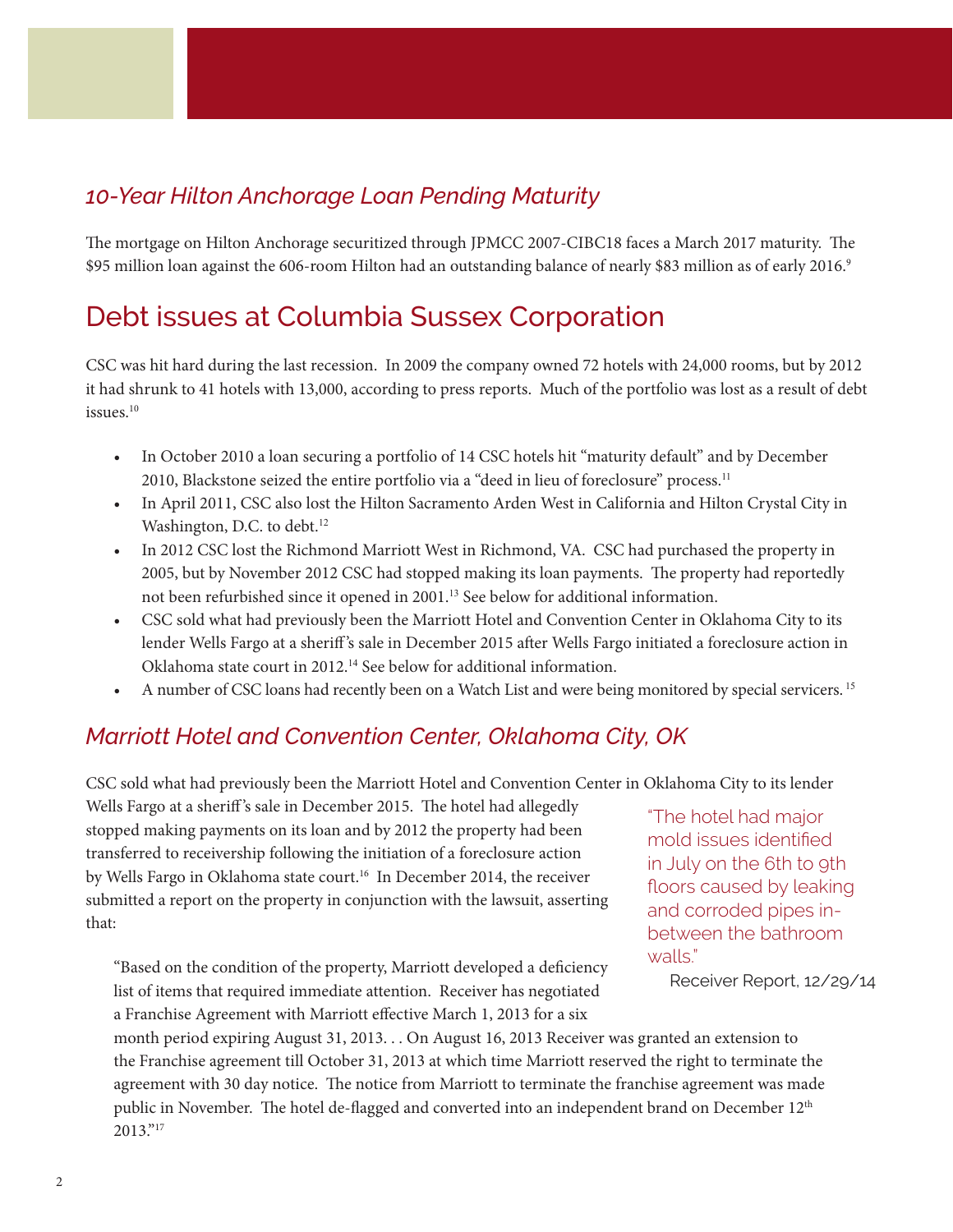### *10-Year Hilton Anchorage Loan Pending Maturity*

The mortgage on Hilton Anchorage securitized through JPMCC 2007-CIBC18 faces a March 2017 maturity. The $95 million loan against the 606-room Hilton had an outstanding balance of nearly $83 million as of early 2016.[9]

## Debt issues at Columbia Sussex Corporation

CSC was hit hard during the last recession. In 2009 the company owned 72 hotels with 24,000 rooms, but by 2012 it had shrunk to 41 hotels with 13,000, according to press reports. Much of the portfolio was lost as a result of debt issues.[10]

- In October 2010 a loan securing a portfolio of 14 CSC hotels hit "maturity default" and by December 2010, Blackstone seized the entire portfolio via a "deed in lieu of foreclosure" process.[11]
- In April 2011, CSC also lost the Hilton Sacramento Arden West in California and Hilton Crystal City in Washington, D.C. to debt.[12]
- In 2012 CSC lost the Richmond Marriott West in Richmond, VA. CSC had purchased the property in 2005, but by November 2012 CSC had stopped making its loan payments. The property had reportedly not been refurbished since it opened in 2001.[13] See below for additional information.
- CSC sold what had previously been the Marriott Hotel and Convention Center in Oklahoma City to its lender Wells Fargo at a sheriff's sale in December 2015 after Wells Fargo initiated a foreclosure action in Oklahoma state court in 2012.[14] See below for additional information.
- A number of CSC loans had recently been on a Watch List and were being monitored by special servicers.[15]

### *Marriott Hotel and Convention Center, Oklahoma City, OK*

CSC sold what had previously been the Marriott Hotel and Convention Center in Oklahoma City to its lender Wells Fargo at a sheriff's sale in December 2015. The hotel had allegedly stopped making payments on its loan and by 2012 the property had been transferred to receivership following the initiation of a foreclosure action by Wells Fargo in Oklahoma state court.[16] In December 2014, the receiver submitted a report on the property in conjunction with the lawsuit, asserting that:

> "Based on the condition of the property, Marriott developed a deficiency list of items that required immediate attention. Receiver has negotiated a Franchise Agreement with Marriott effective March 1, 2013 for a six month period expiring August 31, 2013. . . On August 16, 2013 Receiver was granted an extension to the Franchise agreement till October 31, 2013 at which time Marriott reserved the right to terminate the agreement with 30 day notice. The notice from Marriott to terminate the franchise agreement was made public in November. The hotel de-flagged and converted into an independent brand on December 12th 2013."[17]

> "The hotel had major mold issues identified in July on the 6th to 9th floors caused by leaking and corroded pipes in-between the bathroom walls."
>
> Receiver Report, 12/29/14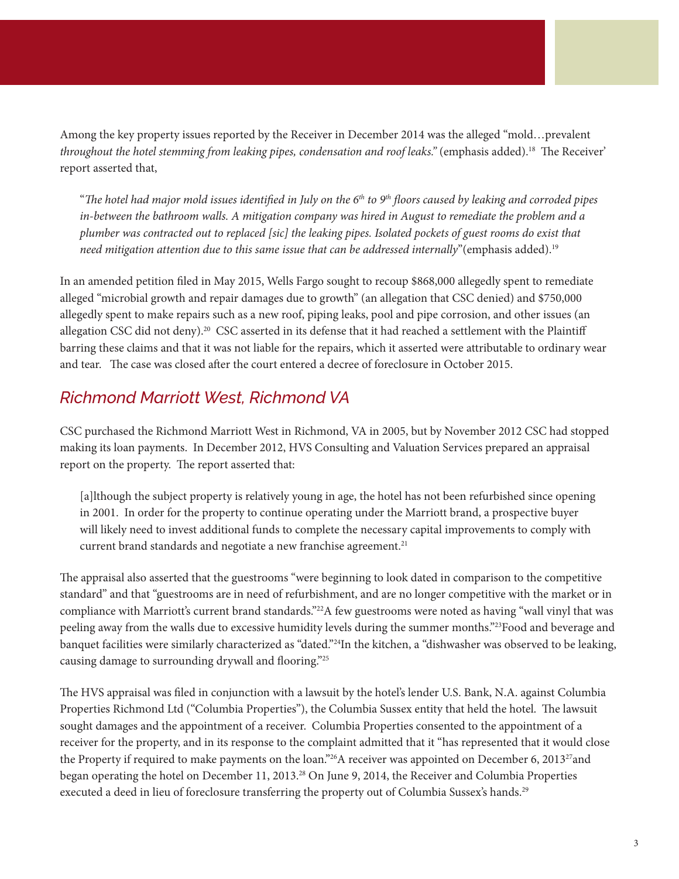Among the key property issues reported by the Receiver in December 2014 was the alleged "mold…prevalent *throughout the hotel stemming from leaking pipes, condensation and roof leaks.*" (emphasis added).[18] The Receiver' report asserted that,

> "*The hotel had major mold issues identified in July on the 6th to 9th floors caused by leaking and corroded pipes in-between the bathroom walls. A mitigation company was hired in August to remediate the problem and a plumber was contracted out to replaced [sic] the leaking pipes. Isolated pockets of guest rooms do exist that need mitigation attention due to this same issue that can be addressed internally*"(emphasis added).[19]

In an amended petition filed in May 2015, Wells Fargo sought to recoup $868,000 allegedly spent to remediate alleged "microbial growth and repair damages due to growth" (an allegation that CSC denied) and $750,000 allegedly spent to make repairs such as a new roof, piping leaks, pool and pipe corrosion, and other issues (an allegation CSC did not deny).[20] CSC asserted in its defense that it had reached a settlement with the Plaintiff barring these claims and that it was not liable for the repairs, which it asserted were attributable to ordinary wear and tear. The case was closed after the court entered a decree of foreclosure in October 2015.

## *Richmond Marriott West, Richmond VA*

CSC purchased the Richmond Marriott West in Richmond, VA in 2005, but by November 2012 CSC had stopped making its loan payments. In December 2012, HVS Consulting and Valuation Services prepared an appraisal report on the property. The report asserted that:

> [a]lthough the subject property is relatively young in age, the hotel has not been refurbished since opening in 2001. In order for the property to continue operating under the Marriott brand, a prospective buyer will likely need to invest additional funds to complete the necessary capital improvements to comply with current brand standards and negotiate a new franchise agreement.[21]

The appraisal also asserted that the guestrooms "were beginning to look dated in comparison to the competitive standard" and that "guestrooms are in need of refurbishment, and are no longer competitive with the market or in compliance with Marriott's current brand standards."[22] A few guestrooms were noted as having "wall vinyl that was peeling away from the walls due to excessive humidity levels during the summer months."[23] Food and beverage and banquet facilities were similarly characterized as "dated."[24] In the kitchen, a "dishwasher was observed to be leaking, causing damage to surrounding drywall and flooring."[25]

The HVS appraisal was filed in conjunction with a lawsuit by the hotel's lender U.S. Bank, N.A. against Columbia Properties Richmond Ltd ("Columbia Properties"), the Columbia Sussex entity that held the hotel. The lawsuit sought damages and the appointment of a receiver. Columbia Properties consented to the appointment of a receiver for the property, and in its response to the complaint admitted that it "has represented that it would close the Property if required to make payments on the loan."[26] A receiver was appointed on December 6, 2013[27] and began operating the hotel on December 11, 2013.[28] On June 9, 2014, the Receiver and Columbia Properties executed a deed in lieu of foreclosure transferring the property out of Columbia Sussex's hands.[29]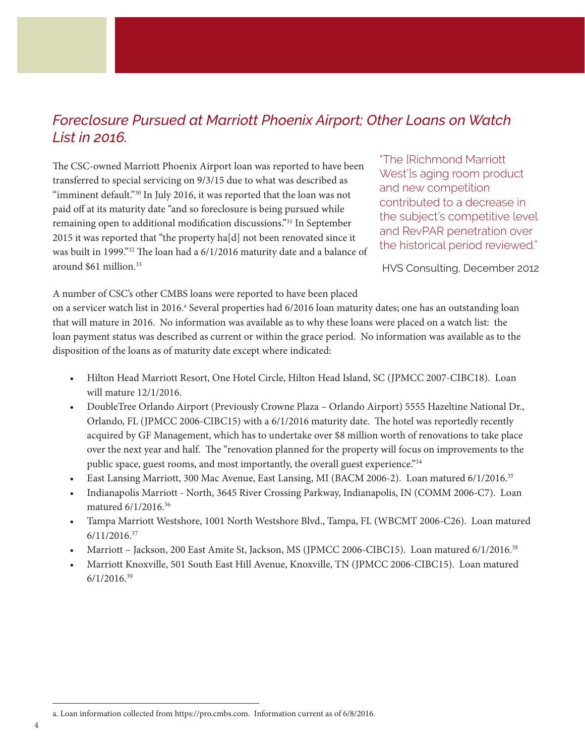## *Foreclosure Pursued at Marriott Phoenix Airport; Other Loans on Watch List in 2016.*

The CSC-owned Marriott Phoenix Airport loan was reported to have been transferred to special servicing on 9/3/15 due to what was described as "imminent default."[30] In July 2016, it was reported that the loan was not paid off at its maturity date "and so foreclosure is being pursued while remaining open to additional modification discussions."[31] In September 2015 it was reported that "the property ha[d] not been renovated since it was built in 1999."[32] The loan had a 6/1/2016 maturity date and a balance of around $61 million.[33]

> "The [Richmond Marriott West]'s aging room product and new competition contributed to a decrease in the subject's competitive level and RevPAR penetration over the historical period reviewed."
>
> HVS Consulting, December 2012

A number of CSC's other CMBS loans were reported to have been placed on a servicer watch list in 2016.[a] Several properties had 6/2016 loan maturity dates; one has an outstanding loan that will mature in 2016. No information was available as to why these loans were placed on a watch list: the loan payment status was described as current or within the grace period. No information was available as to the disposition of the loans as of maturity date except where indicated:

- Hilton Head Marriott Resort, One Hotel Circle, Hilton Head Island, SC (JPMCC 2007-CIBC18). Loan will mature 12/1/2016.
- DoubleTree Orlando Airport (Previously Crowne Plaza – Orlando Airport) 5555 Hazeltine National Dr., Orlando, FL (JPMCC 2006-CIBC15) with a 6/1/2016 maturity date. The hotel was reportedly recently acquired by GF Management, which has to undertake over $8 million worth of renovations to take place over the next year and half. The "renovation planned for the property will focus on improvements to the public space, guest rooms, and most importantly, the overall guest experience."[34]
- East Lansing Marriott, 300 Mac Avenue, East Lansing, MI (BACM 2006-2). Loan matured 6/1/2016.[35]
- Indianapolis Marriott - North, 3645 River Crossing Parkway, Indianapolis, IN (COMM 2006-C7). Loan matured 6/1/2016.[36]
- Tampa Marriott Westshore, 1001 North Westshore Blvd., Tampa, FL (WBCMT 2006-C26). Loan matured 6/11/2016.[37]
- Marriott – Jackson, 200 East Amite St, Jackson, MS (JPMCC 2006-CIBC15). Loan matured 6/1/2016.[38]
- Marriott Knoxville, 501 South East Hill Avenue, Knoxville, TN (JPMCC 2006-CIBC15). Loan matured 6/1/2016.[39]

---

a. Loan information collected from https://pro.cmbs.com. Information current as of 6/8/2016.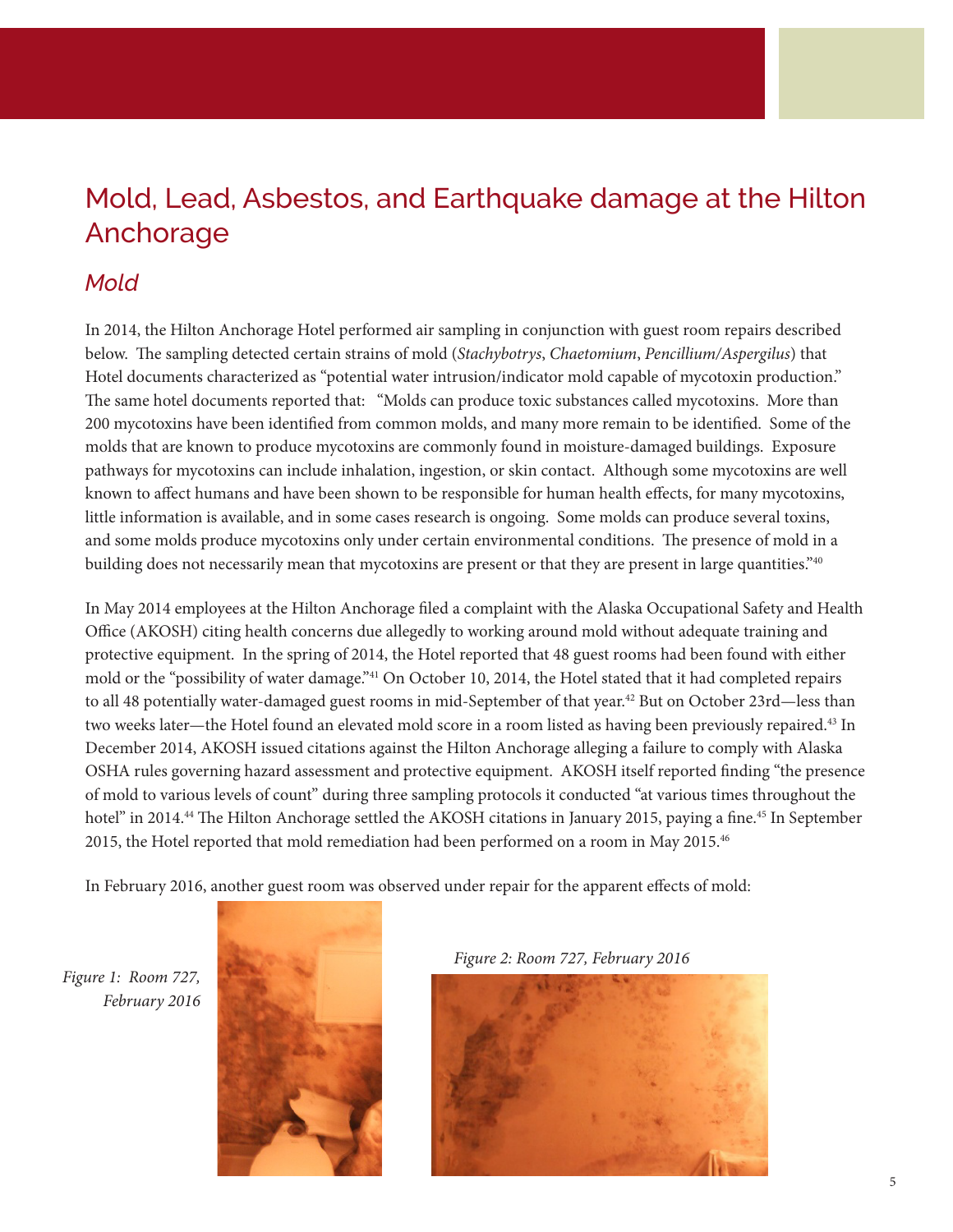# Mold, Lead, Asbestos, and Earthquake damage at the Hilton Anchorage

## *Mold*

In 2014, the Hilton Anchorage Hotel performed air sampling in conjunction with guest room repairs described below. The sampling detected certain strains of mold (*Stachybotrys*, *Chaetomium*, *Pencillium/Aspergilus*) that Hotel documents characterized as "potential water intrusion/indicator mold capable of mycotoxin production." The same hotel documents reported that: "Molds can produce toxic substances called mycotoxins. More than 200 mycotoxins have been identified from common molds, and many more remain to be identified. Some of the molds that are known to produce mycotoxins are commonly found in moisture-damaged buildings. Exposure pathways for mycotoxins can include inhalation, ingestion, or skin contact. Although some mycotoxins are well known to affect humans and have been shown to be responsible for human health effects, for many mycotoxins, little information is available, and in some cases research is ongoing. Some molds can produce several toxins, and some molds produce mycotoxins only under certain environmental conditions. The presence of mold in a building does not necessarily mean that mycotoxins are present or that they are present in large quantities."[40]

In May 2014 employees at the Hilton Anchorage filed a complaint with the Alaska Occupational Safety and Health Office (AKOSH) citing health concerns due allegedly to working around mold without adequate training and protective equipment. In the spring of 2014, the Hotel reported that 48 guest rooms had been found with either mold or the "possibility of water damage."[41] On October 10, 2014, the Hotel stated that it had completed repairs to all 48 potentially water-damaged guest rooms in mid-September of that year.[42] But on October 23rd—less than two weeks later—the Hotel found an elevated mold score in a room listed as having been previously repaired.[43] In December 2014, AKOSH issued citations against the Hilton Anchorage alleging a failure to comply with Alaska OSHA rules governing hazard assessment and protective equipment. AKOSH itself reported finding "the presence of mold to various levels of count" during three sampling protocols it conducted "at various times throughout the hotel" in 2014.[44] The Hilton Anchorage settled the AKOSH citations in January 2015, paying a fine.[45] In September 2015, the Hotel reported that mold remediation had been performed on a room in May 2015.[46]

In February 2016, another guest room was observed under repair for the apparent effects of mold:

*Figure 1: Room 727, February 2016*

*Figure 2: Room 727, February 2016*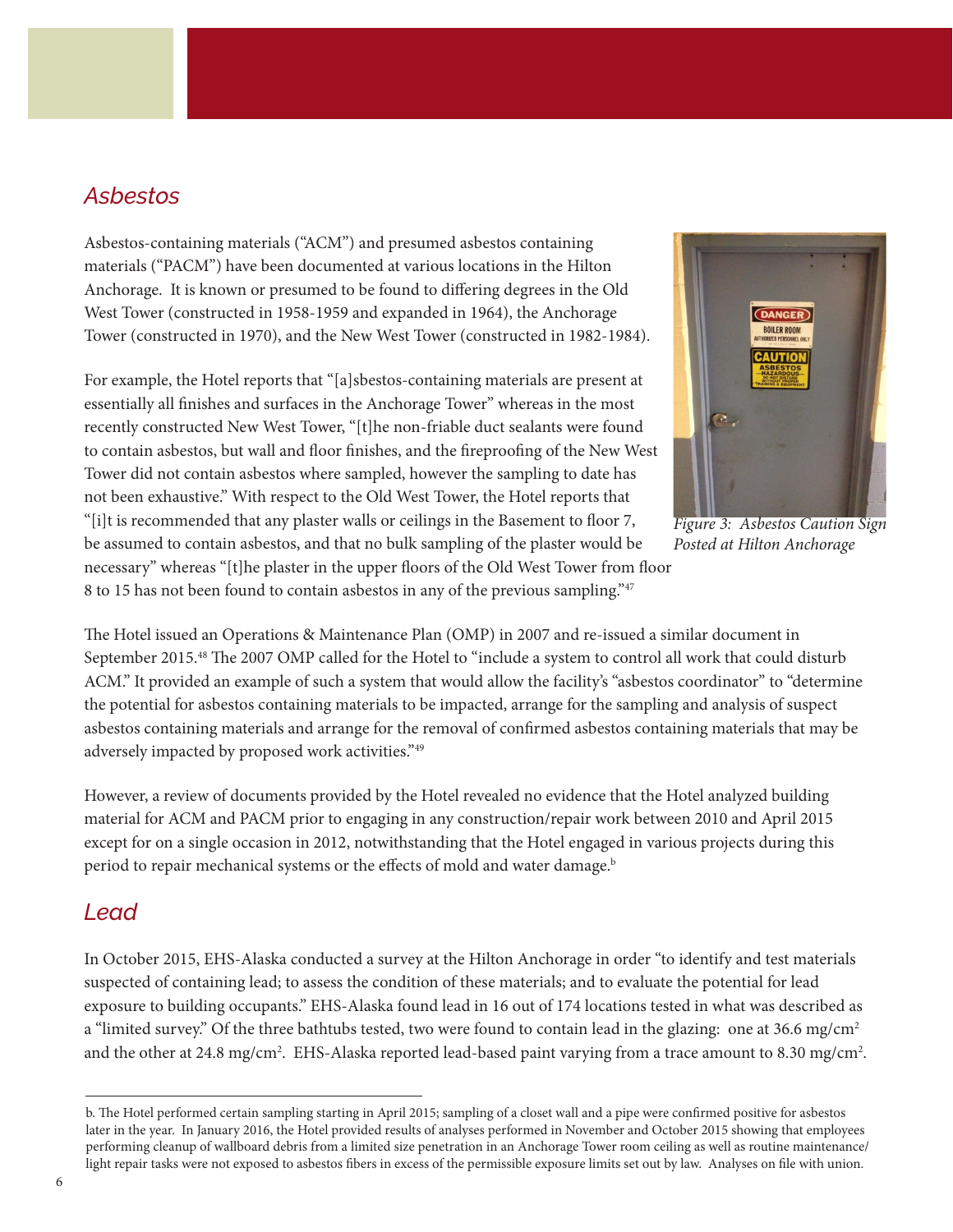## *Asbestos*

Asbestos-containing materials ("ACM") and presumed asbestos containing materials ("PACM") have been documented at various locations in the Hilton Anchorage. It is known or presumed to be found to differing degrees in the Old West Tower (constructed in 1958-1959 and expanded in 1964), the Anchorage Tower (constructed in 1970), and the New West Tower (constructed in 1982-1984).

For example, the Hotel reports that "[a]sbestos-containing materials are present at essentially all finishes and surfaces in the Anchorage Tower" whereas in the most recently constructed New West Tower, "[t]he non-friable duct sealants were found to contain asbestos, but wall and floor finishes, and the fireproofing of the New West Tower did not contain asbestos where sampled, however the sampling to date has not been exhaustive." With respect to the Old West Tower, the Hotel reports that "[i]t is recommended that any plaster walls or ceilings in the Basement to floor 7, be assumed to contain asbestos, and that no bulk sampling of the plaster would be necessary" whereas "[t]he plaster in the upper floors of the Old West Tower from floor 8 to 15 has not been found to contain asbestos in any of the previous sampling."[47]

*Figure 3: Asbestos Caution Sign Posted at Hilton Anchorage*

The Hotel issued an Operations & Maintenance Plan (OMP) in 2007 and re-issued a similar document in September 2015.[48] The 2007 OMP called for the Hotel to "include a system to control all work that could disturb ACM." It provided an example of such a system that would allow the facility's "asbestos coordinator" to "determine the potential for asbestos containing materials to be impacted, arrange for the sampling and analysis of suspect asbestos containing materials and arrange for the removal of confirmed asbestos containing materials that may be adversely impacted by proposed work activities."[49]

However, a review of documents provided by the Hotel revealed no evidence that the Hotel analyzed building material for ACM and PACM prior to engaging in any construction/repair work between 2010 and April 2015 except for on a single occasion in 2012, notwithstanding that the Hotel engaged in various projects during this period to repair mechanical systems or the effects of mold and water damage.[b]

## *Lead*

In October 2015, EHS-Alaska conducted a survey at the Hilton Anchorage in order "to identify and test materials suspected of containing lead; to assess the condition of these materials; and to evaluate the potential for lead exposure to building occupants." EHS-Alaska found lead in 16 out of 174 locations tested in what was described as a "limited survey." Of the three bathtubs tested, two were found to contain lead in the glazing: one at 36.6 mg/cm$^2$ and the other at 24.8 mg/cm$^2$. EHS-Alaska reported lead-based paint varying from a trace amount to 8.30 mg/cm$^2$.

---

b. The Hotel performed certain sampling starting in April 2015; sampling of a closet wall and a pipe were confirmed positive for asbestos later in the year. In January 2016, the Hotel provided results of analyses performed in November and October 2015 showing that employees performing cleanup of wallboard debris from a limited size penetration in an Anchorage Tower room ceiling as well as routine maintenance/light repair tasks were not exposed to asbestos fibers in excess of the permissible exposure limits set out by law. Analyses on file with union.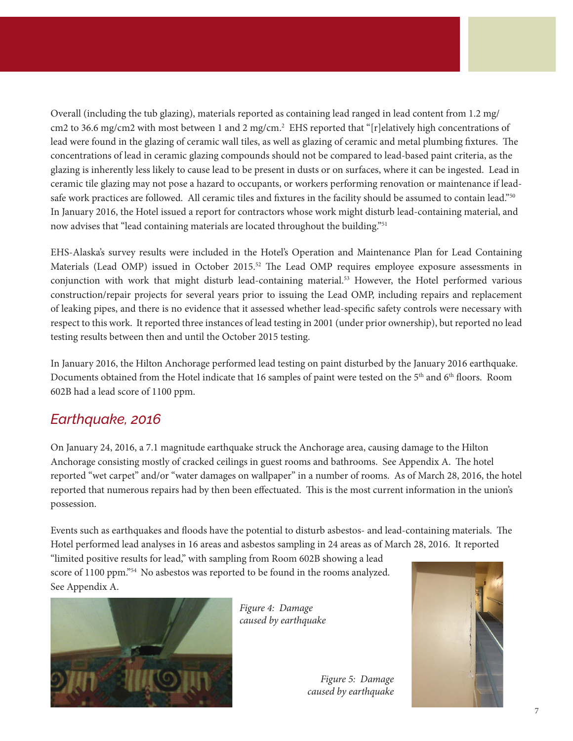Overall (including the tub glazing), materials reported as containing lead ranged in lead content from 1.2 mg/cm2 to 36.6 mg/cm2 with most between 1 and 2 mg/cm.[2] EHS reported that "[r]elatively high concentrations of lead were found in the glazing of ceramic wall tiles, as well as glazing of ceramic and metal plumbing fixtures. The concentrations of lead in ceramic glazing compounds should not be compared to lead-based paint criteria, as the glazing is inherently less likely to cause lead to be present in dusts or on surfaces, where it can be ingested. Lead in ceramic tile glazing may not pose a hazard to occupants, or workers performing renovation or maintenance if lead-safe work practices are followed. All ceramic tiles and fixtures in the facility should be assumed to contain lead."[50] In January 2016, the Hotel issued a report for contractors whose work might disturb lead-containing material, and now advises that "lead containing materials are located throughout the building."[51]

EHS-Alaska's survey results were included in the Hotel's Operation and Maintenance Plan for Lead Containing Materials (Lead OMP) issued in October 2015.[52] The Lead OMP requires employee exposure assessments in conjunction with work that might disturb lead-containing material.[53] However, the Hotel performed various construction/repair projects for several years prior to issuing the Lead OMP, including repairs and replacement of leaking pipes, and there is no evidence that it assessed whether lead-specific safety controls were necessary with respect to this work. It reported three instances of lead testing in 2001 (under prior ownership), but reported no lead testing results between then and until the October 2015 testing.

In January 2016, the Hilton Anchorage performed lead testing on paint disturbed by the January 2016 earthquake. Documents obtained from the Hotel indicate that 16 samples of paint were tested on the 5th and 6th floors. Room 602B had a lead score of 1100 ppm.

## *Earthquake, 2016*

On January 24, 2016, a 7.1 magnitude earthquake struck the Anchorage area, causing damage to the Hilton Anchorage consisting mostly of cracked ceilings in guest rooms and bathrooms. See Appendix A. The hotel reported "wet carpet" and/or "water damages on wallpaper" in a number of rooms. As of March 28, 2016, the hotel reported that numerous repairs had by then been effectuated. This is the most current information in the union's possession.

Events such as earthquakes and floods have the potential to disturb asbestos- and lead-containing materials. The Hotel performed lead analyses in 16 areas and asbestos sampling in 24 areas as of March 28, 2016. It reported "limited positive results for lead," with sampling from Room 602B showing a lead score of 1100 ppm."[54] No asbestos was reported to be found in the rooms analyzed. See Appendix A.

*Figure 4: Damage caused by earthquake*

*Figure 5: Damage caused by earthquake*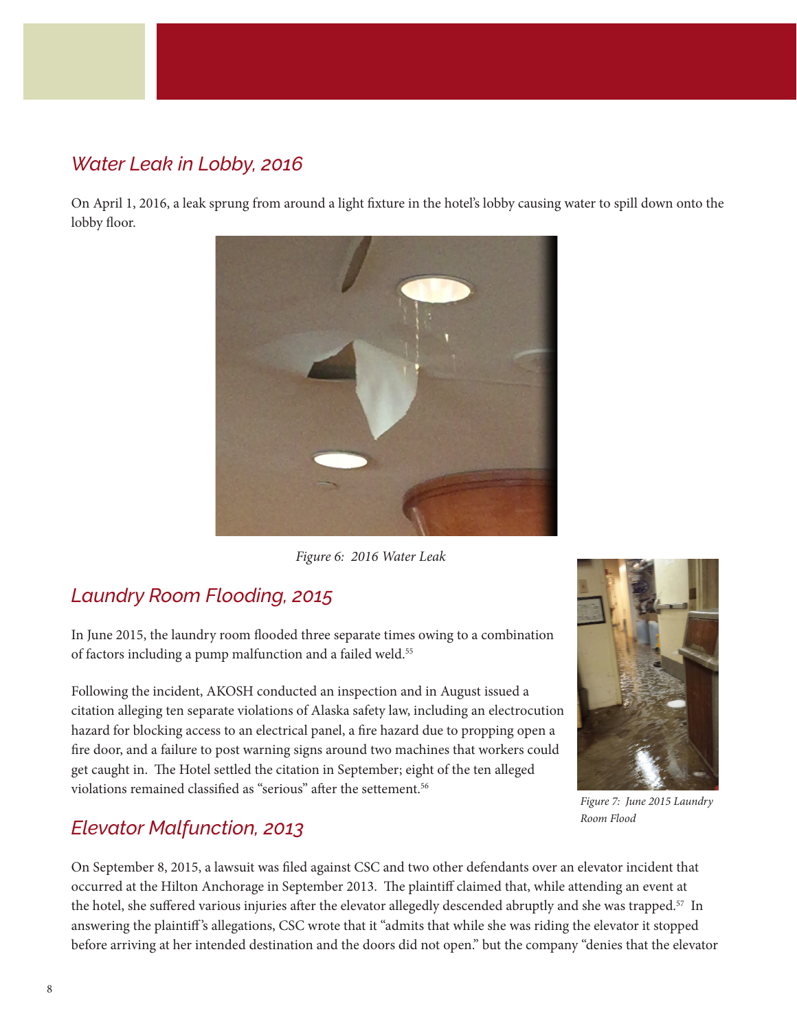## Water Leak in Lobby, 2016

On April 1, 2016, a leak sprung from around a light fixture in the hotel's lobby causing water to spill down onto the lobby floor.

*Figure 6: 2016 Water Leak*

## Laundry Room Flooding, 2015

In June 2015, the laundry room flooded three separate times owing to a combination of factors including a pump malfunction and a failed weld.[55]

Following the incident, AKOSH conducted an inspection and in August issued a citation alleging ten separate violations of Alaska safety law, including an electrocution hazard for blocking access to an electrical panel, a fire hazard due to propping open a fire door, and a failure to post warning signs around two machines that workers could get caught in. The Hotel settled the citation in September; eight of the ten alleged violations remained classified as "serious" after the settement.[56]

*Figure 7: June 2015 Laundry Room Flood*

## Elevator Malfunction, 2013

On September 8, 2015, a lawsuit was filed against CSC and two other defendants over an elevator incident that occurred at the Hilton Anchorage in September 2013. The plaintiff claimed that, while attending an event at the hotel, she suffered various injuries after the elevator allegedly descended abruptly and she was trapped.[57] In answering the plaintiff's allegations, CSC wrote that it "admits that while she was riding the elevator it stopped before arriving at her intended destination and the doors did not open." but the company "denies that the elevator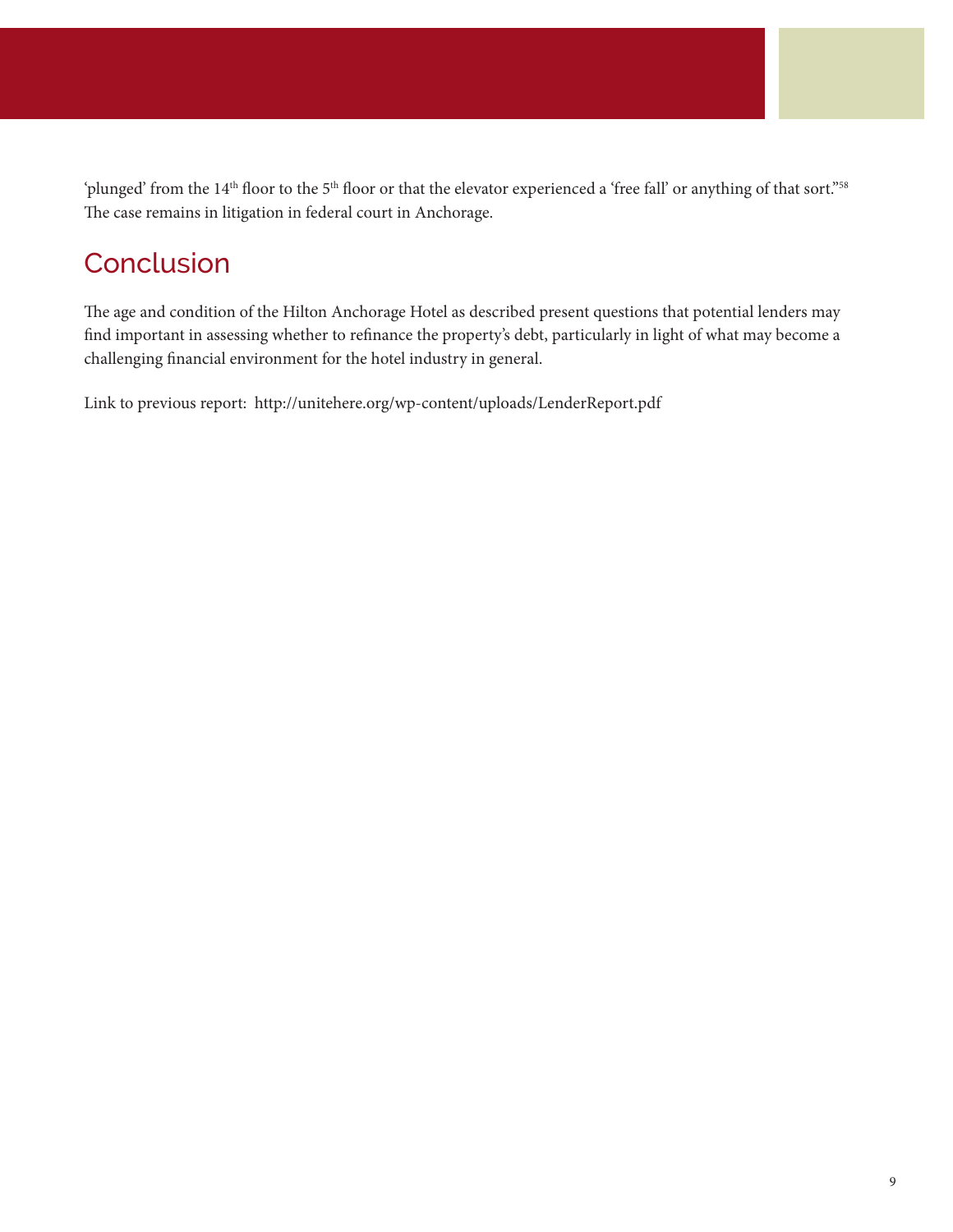'plunged' from the 14th floor to the 5th floor or that the elevator experienced a 'free fall' or anything of that sort."[58] The case remains in litigation in federal court in Anchorage.

## Conclusion

The age and condition of the Hilton Anchorage Hotel as described present questions that potential lenders may find important in assessing whether to refinance the property's debt, particularly in light of what may become a challenging financial environment for the hotel industry in general.

Link to previous report: http://unitehere.org/wp-content/uploads/LenderReport.pdf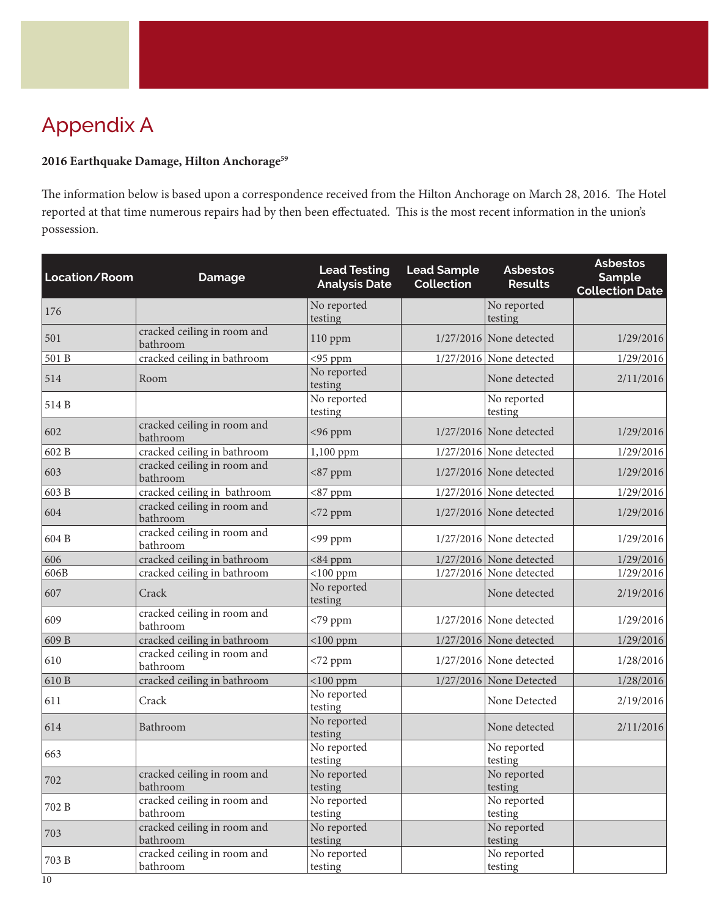# Appendix A

**2016 Earthquake Damage, Hilton Anchorage**[59]

The information below is based upon a correspondence received from the Hilton Anchorage on March 28, 2016. The Hotel reported at that time numerous repairs had by then been effectuated. This is the most recent information in the union's possession.

| Location/Room | Damage | Lead Testing Analysis Date | Lead Sample Collection | Asbestos Results | Asbestos Sample Collection Date |
|---|---|---|---|---|---|
| 176 | | No reported testing | | No reported testing | |
| 501 | cracked ceiling in room and bathroom | 110 ppm | 1/27/2016 | None detected | 1/29/2016 |
| 501 B | cracked ceiling in bathroom | <95 ppm | 1/27/2016 | None detected | 1/29/2016 |
| 514 | Room | No reported testing | | None detected | 2/11/2016 |
| 514 B | | No reported testing | | No reported testing | |
| 602 | cracked ceiling in room and bathroom | <96 ppm | 1/27/2016 | None detected | 1/29/2016 |
| 602 B | cracked ceiling in bathroom | 1,100 ppm | 1/27/2016 | None detected | 1/29/2016 |
| 603 | cracked ceiling in room and bathroom | <87 ppm | 1/27/2016 | None detected | 1/29/2016 |
| 603 B | cracked ceiling in bathroom | <87 ppm | 1/27/2016 | None detected | 1/29/2016 |
| 604 | cracked ceiling in room and bathroom | <72 ppm | 1/27/2016 | None detected | 1/29/2016 |
| 604 B | cracked ceiling in room and bathroom | <99 ppm | 1/27/2016 | None detected | 1/29/2016 |
| 606 | cracked ceiling in bathroom | <84 ppm | 1/27/2016 | None detected | 1/29/2016 |
| 606B | cracked ceiling in bathroom | <100 ppm | 1/27/2016 | None detected | 1/29/2016 |
| 607 | Crack | No reported testing | | None detected | 2/19/2016 |
| 609 | cracked ceiling in room and bathroom | <79 ppm | 1/27/2016 | None detected | 1/29/2016 |
| 609 B | cracked ceiling in bathroom | <100 ppm | 1/27/2016 | None detected | 1/29/2016 |
| 610 | cracked ceiling in room and bathroom | <72 ppm | 1/27/2016 | None detected | 1/28/2016 |
| 610 B | cracked ceiling in bathroom | <100 ppm | 1/27/2016 | None Detected | 1/28/2016 |
| 611 | Crack | No reported testing | | None Detected | 2/19/2016 |
| 614 | Bathroom | No reported testing | | None detected | 2/11/2016 |
| 663 | | No reported testing | | No reported testing | |
| 702 | cracked ceiling in room and bathroom | No reported testing | | No reported testing | |
| 702 B | cracked ceiling in room and bathroom | No reported testing | | No reported testing | |
| 703 | cracked ceiling in room and bathroom | No reported testing | | No reported testing | |
| 703 B | cracked ceiling in room and bathroom | No reported testing | | No reported testing | |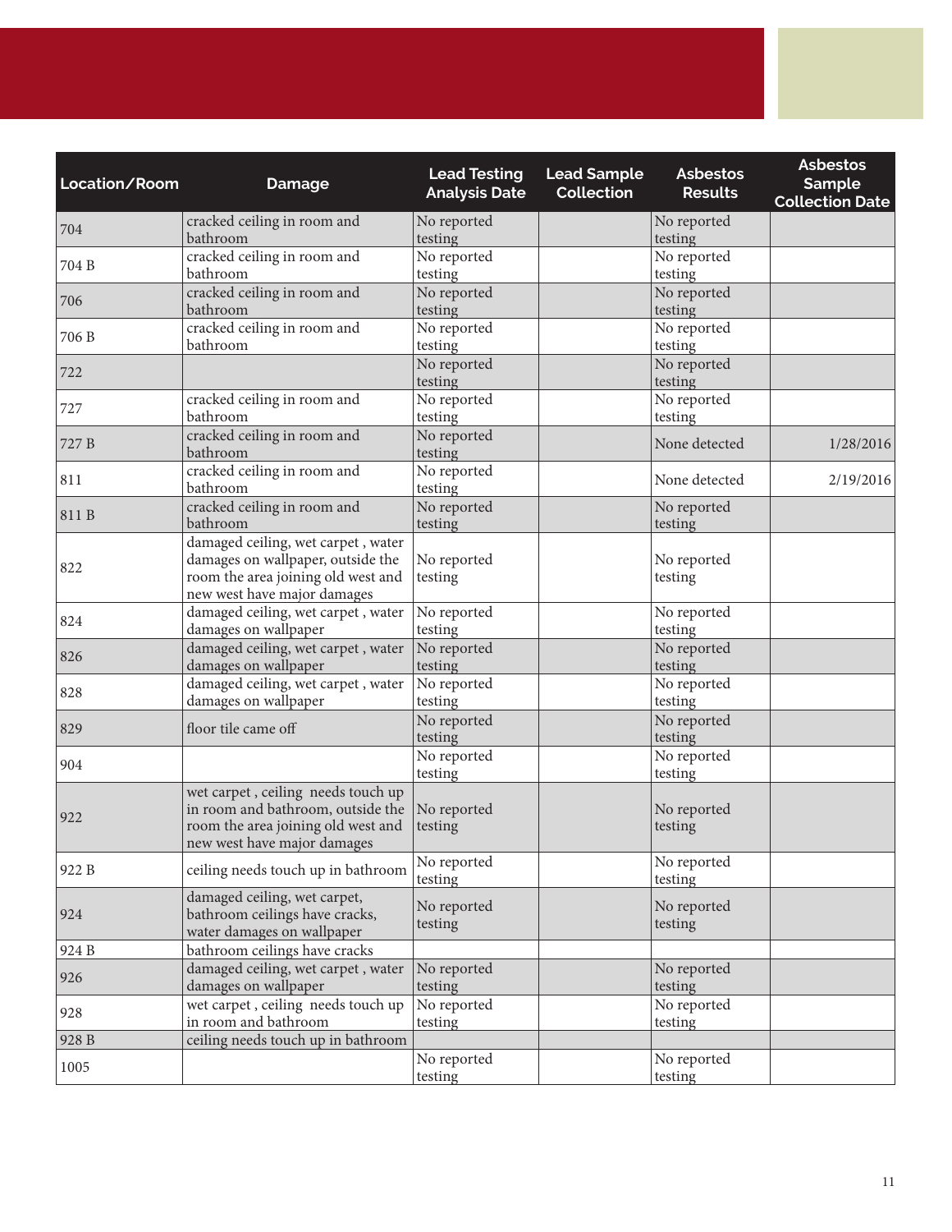| Location/Room | Damage | Lead Testing Analysis Date | Lead Sample Collection | Asbestos Results | Asbestos Sample Collection Date |
|---|---|---|---|---|---|
| 704 | cracked ceiling in room and bathroom | No reported testing | | No reported testing | |
| 704 B | cracked ceiling in room and bathroom | No reported testing | | No reported testing | |
| 706 | cracked ceiling in room and bathroom | No reported testing | | No reported testing | |
| 706 B | cracked ceiling in room and bathroom | No reported testing | | No reported testing | |
| 722 | | No reported testing | | No reported testing | |
| 727 | cracked ceiling in room and bathroom | No reported testing | | No reported testing | |
| 727 B | cracked ceiling in room and bathroom | No reported testing | | None detected | 1/28/2016 |
| 811 | cracked ceiling in room and bathroom | No reported testing | | None detected | 2/19/2016 |
| 811 B | cracked ceiling in room and bathroom | No reported testing | | No reported testing | |
| 822 | damaged ceiling, wet carpet , water damages on wallpaper, outside the room the area joining old west and new west have major damages | No reported testing | | No reported testing | |
| 824 | damaged ceiling, wet carpet , water damages on wallpaper | No reported testing | | No reported testing | |
| 826 | damaged ceiling, wet carpet , water damages on wallpaper | No reported testing | | No reported testing | |
| 828 | damaged ceiling, wet carpet , water damages on wallpaper | No reported testing | | No reported testing | |
| 829 | floor tile came off | No reported testing | | No reported testing | |
| 904 | | No reported testing | | No reported testing | |
| 922 | wet carpet , ceiling needs touch up in room and bathroom, outside the room the area joining old west and new west have major damages | No reported testing | | No reported testing | |
| 922 B | ceiling needs touch up in bathroom | No reported testing | | No reported testing | |
| 924 | damaged ceiling, wet carpet, bathroom ceilings have cracks, water damages on wallpaper | No reported testing | | No reported testing | |
| 924 B | bathroom ceilings have cracks | | | | |
| 926 | damaged ceiling, wet carpet , water damages on wallpaper | No reported testing | | No reported testing | |
| 928 | wet carpet , ceiling needs touch up in room and bathroom | No reported testing | | No reported testing | |
| 928 B | ceiling needs touch up in bathroom | | | | |
| 1005 | | No reported testing | | No reported testing | |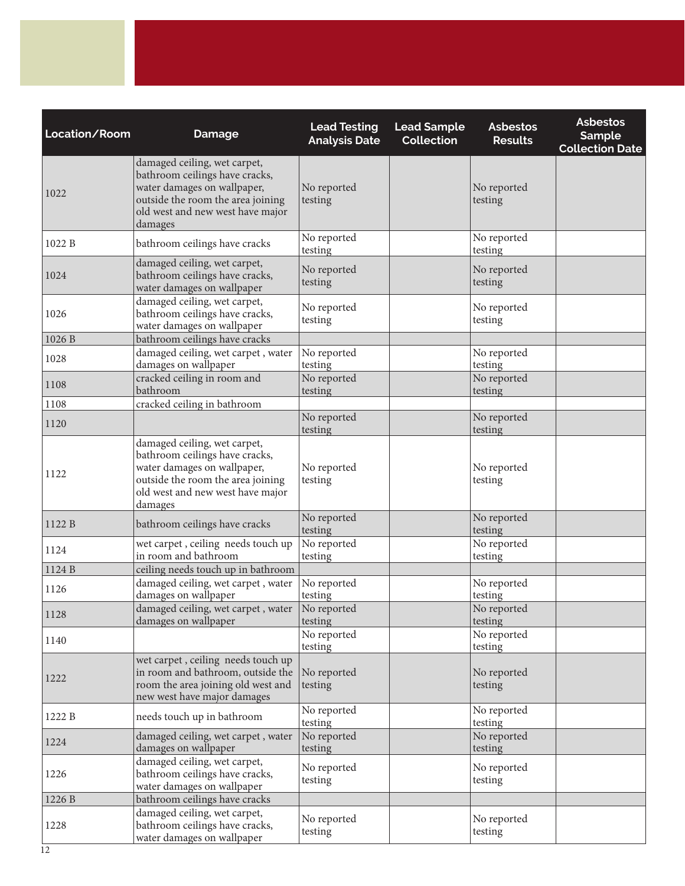| Location/Room | Damage | Lead Testing Analysis Date | Lead Sample Collection | Asbestos Results | Asbestos Sample Collection Date |
|---|---|---|---|---|---|
| 1022 | damaged ceiling, wet carpet, bathroom ceilings have cracks, water damages on wallpaper, outside the room the area joining old west and new west have major damages | No reported testing | | No reported testing | |
| 1022 B | bathroom ceilings have cracks | No reported testing | | No reported testing | |
| 1024 | damaged ceiling, wet carpet, bathroom ceilings have cracks, water damages on wallpaper | No reported testing | | No reported testing | |
| 1026 | damaged ceiling, wet carpet, bathroom ceilings have cracks, water damages on wallpaper | No reported testing | | No reported testing | |
| 1026 B | bathroom ceilings have cracks | | | | |
| 1028 | damaged ceiling, wet carpet , water damages on wallpaper | No reported testing | | No reported testing | |
| 1108 | cracked ceiling in room and bathroom | No reported testing | | No reported testing | |
| 1108 | cracked ceiling in bathroom | | | | |
| 1120 | | No reported testing | | No reported testing | |
| 1122 | damaged ceiling, wet carpet, bathroom ceilings have cracks, water damages on wallpaper, outside the room the area joining old west and new west have major damages | No reported testing | | No reported testing | |
| 1122 B | bathroom ceilings have cracks | No reported testing | | No reported testing | |
| 1124 | wet carpet , ceiling needs touch up in room and bathroom | No reported testing | | No reported testing | |
| 1124 B | ceiling needs touch up in bathroom | | | | |
| 1126 | damaged ceiling, wet carpet , water damages on wallpaper | No reported testing | | No reported testing | |
| 1128 | damaged ceiling, wet carpet , water damages on wallpaper | No reported testing | | No reported testing | |
| 1140 | | No reported testing | | No reported testing | |
| 1222 | wet carpet , ceiling needs touch up in room and bathroom, outside the room the area joining old west and new west have major damages | No reported testing | | No reported testing | |
| 1222 B | needs touch up in bathroom | No reported testing | | No reported testing | |
| 1224 | damaged ceiling, wet carpet , water damages on wallpaper | No reported testing | | No reported testing | |
| 1226 | damaged ceiling, wet carpet, bathroom ceilings have cracks, water damages on wallpaper | No reported testing | | No reported testing | |
| 1226 B | bathroom ceilings have cracks | | | | |
| 1228 | damaged ceiling, wet carpet, bathroom ceilings have cracks, water damages on wallpaper | No reported testing | | No reported testing | |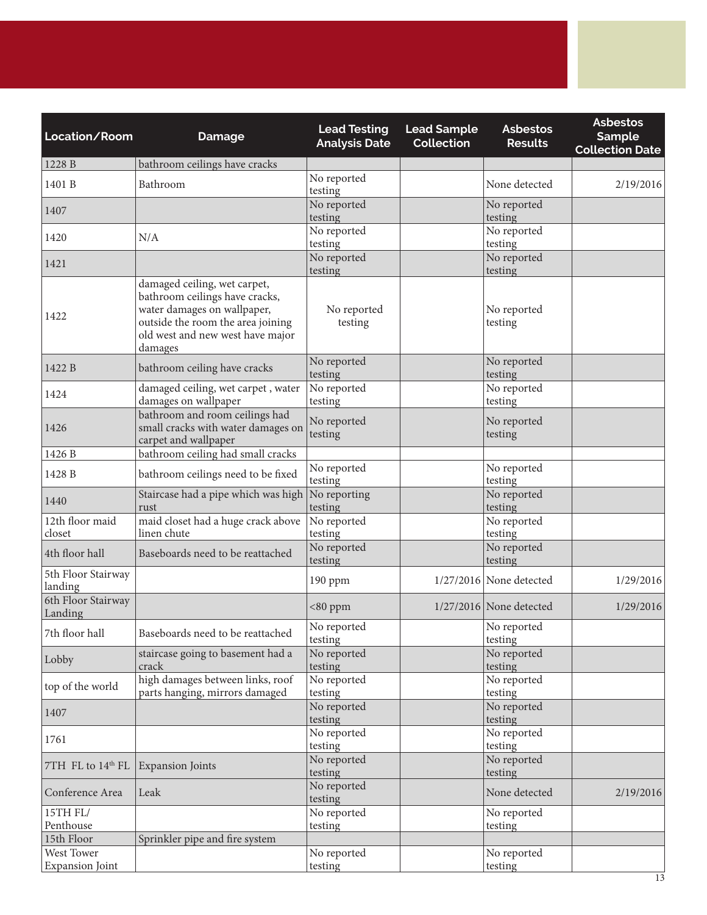| Location/Room | Damage | Lead Testing Analysis Date | Lead Sample Collection | Asbestos Results | Asbestos Sample Collection Date |
|---|---|---|---|---|---|
| 1228 B | bathroom ceilings have cracks | | | | |
| 1401 B | Bathroom | No reported testing | | None detected | 2/19/2016 |
| 1407 | | No reported testing | | No reported testing | |
| 1420 | N/A | No reported testing | | No reported testing | |
| 1421 | | No reported testing | | No reported testing | |
| 1422 | damaged ceiling, wet carpet, bathroom ceilings have cracks, water damages on wallpaper, outside the room the area joining old west and new west have major damages | No reported testing | | No reported testing | |
| 1422 B | bathroom ceiling have cracks | No reported testing | | No reported testing | |
| 1424 | damaged ceiling, wet carpet , water damages on wallpaper | No reported testing | | No reported testing | |
| 1426 | bathroom and room ceilings had small cracks with water damages on carpet and wallpaper | No reported testing | | No reported testing | |
| 1426 B | bathroom ceiling had small cracks | | | | |
| 1428 B | bathroom ceilings need to be fixed | No reported testing | | No reported testing | |
| 1440 | Staircase had a pipe which was high rust | No reporting testing | | No reported testing | |
| 12th floor maid closet | maid closet had a huge crack above linen chute | No reported testing | | No reported testing | |
| 4th floor hall | Baseboards need to be reattached | No reported testing | | No reported testing | |
| 5th Floor Stairway landing | | 190 ppm | 1/27/2016 | None detected | 1/29/2016 |
| 6th Floor Stairway Landing | | <80 ppm | 1/27/2016 | None detected | 1/29/2016 |
| 7th floor hall | Baseboards need to be reattached | No reported testing | | No reported testing | |
| Lobby | staircase going to basement had a crack | No reported testing | | No reported testing | |
| top of the world | high damages between links, roof parts hanging, mirrors damaged | No reported testing | | No reported testing | |
| 1407 | | No reported testing | | No reported testing | |
| 1761 | | No reported testing | | No reported testing | |
| 7TH FL to 14th FL | Expansion Joints | No reported testing | | No reported testing | |
| Conference Area | Leak | No reported testing | | None detected | 2/19/2016 |
| 15TH FL/ Penthouse | | No reported testing | | No reported testing | |
| 15th Floor | Sprinkler pipe and fire system | | | | |
| West Tower Expansion Joint | | No reported testing | | No reported testing | |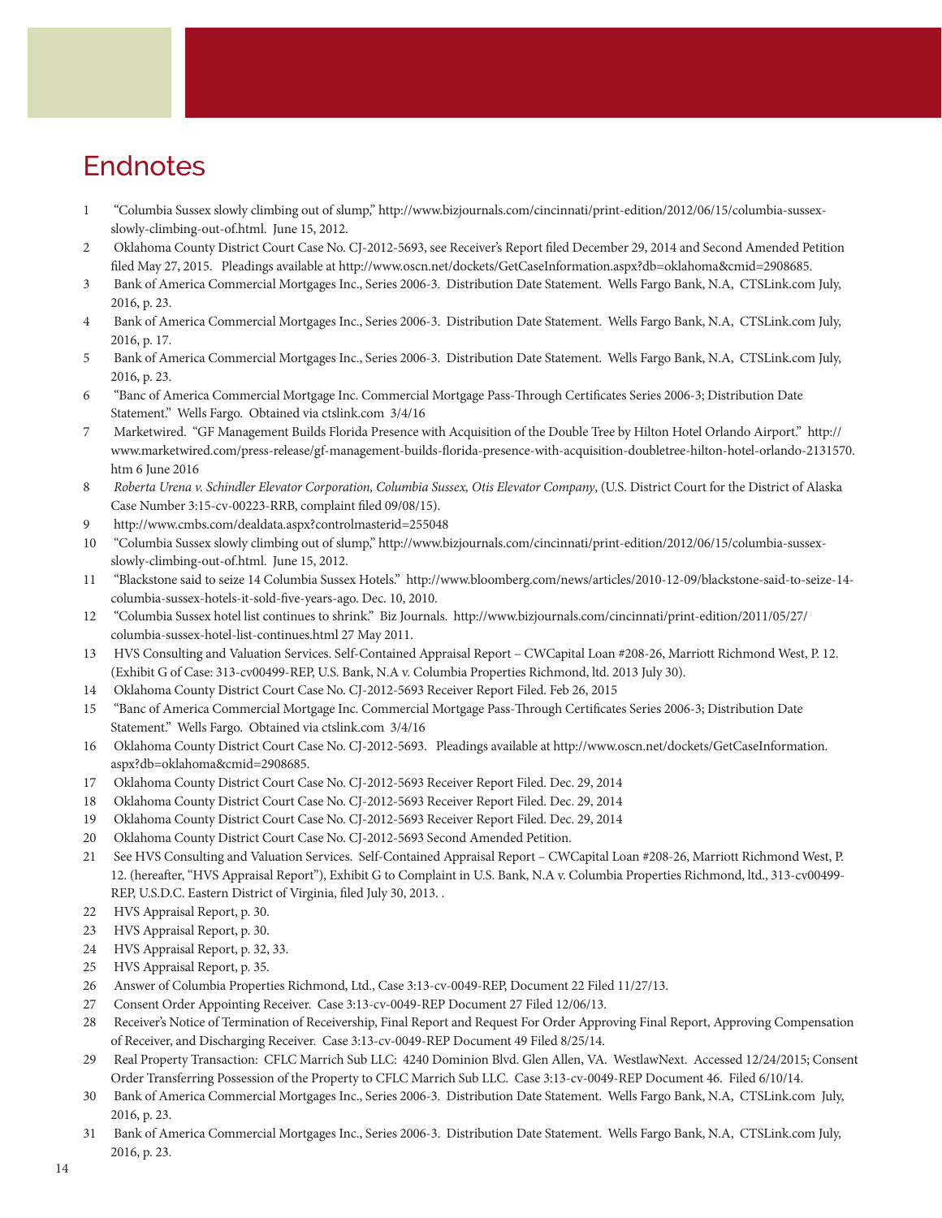# Endnotes

1. "Columbia Sussex slowly climbing out of slump," http://www.bizjournals.com/cincinnati/print-edition/2012/06/15/columbia-sussex-slowly-climbing-out-of.html. June 15, 2012.
2. Oklahoma County District Court Case No. CJ-2012-5693, see Receiver's Report filed December 29, 2014 and Second Amended Petition filed May 27, 2015. Pleadings available at http://www.oscn.net/dockets/GetCaseInformation.aspx?db=oklahoma&cmid=2908685.
3. Bank of America Commercial Mortgages Inc., Series 2006-3. Distribution Date Statement. Wells Fargo Bank, N.A, CTSLink.com July, 2016, p. 23.
4. Bank of America Commercial Mortgages Inc., Series 2006-3. Distribution Date Statement. Wells Fargo Bank, N.A, CTSLink.com July, 2016, p. 17.
5. Bank of America Commercial Mortgages Inc., Series 2006-3. Distribution Date Statement. Wells Fargo Bank, N.A, CTSLink.com July, 2016, p. 23.
6. "Banc of America Commercial Mortgage Inc. Commercial Mortgage Pass-Through Certificates Series 2006-3; Distribution Date Statement." Wells Fargo. Obtained via ctslink.com 3/4/16
7. Marketwired. "GF Management Builds Florida Presence with Acquisition of the Double Tree by Hilton Hotel Orlando Airport." http://www.marketwired.com/press-release/gf-management-builds-florida-presence-with-acquisition-doubletree-hilton-hotel-orlando-2131570.htm 6 June 2016
8. *Roberta Urena v. Schindler Elevator Corporation, Columbia Sussex, Otis Elevator Company*, (U.S. District Court for the District of Alaska Case Number 3:15-cv-00223-RRB, complaint filed 09/08/15).
9. http://www.cmbs.com/dealdata.aspx?controlmasterid=255048
10. "Columbia Sussex slowly climbing out of slump," http://www.bizjournals.com/cincinnati/print-edition/2012/06/15/columbia-sussex-slowly-climbing-out-of.html. June 15, 2012.
11. "Blackstone said to seize 14 Columbia Sussex Hotels." http://www.bloomberg.com/news/articles/2010-12-09/blackstone-said-to-seize-14-columbia-sussex-hotels-it-sold-five-years-ago. Dec. 10, 2010.
12. "Columbia Sussex hotel list continues to shrink." Biz Journals. http://www.bizjournals.com/cincinnati/print-edition/2011/05/27/columbia-sussex-hotel-list-continues.html 27 May 2011.
13. HVS Consulting and Valuation Services. Self-Contained Appraisal Report – CWCapital Loan #208-26, Marriott Richmond West, P. 12. (Exhibit G of Case: 313-cv00499-REP, U.S. Bank, N.A v. Columbia Properties Richmond, ltd. 2013 July 30).
14. Oklahoma County District Court Case No. CJ-2012-5693 Receiver Report Filed. Feb 26, 2015
15. "Banc of America Commercial Mortgage Inc. Commercial Mortgage Pass-Through Certificates Series 2006-3; Distribution Date Statement." Wells Fargo. Obtained via ctslink.com 3/4/16
16. Oklahoma County District Court Case No. CJ-2012-5693. Pleadings available at http://www.oscn.net/dockets/GetCaseInformation.aspx?db=oklahoma&cmid=2908685.
17. Oklahoma County District Court Case No. CJ-2012-5693 Receiver Report Filed. Dec. 29, 2014
18. Oklahoma County District Court Case No. CJ-2012-5693 Receiver Report Filed. Dec. 29, 2014
19. Oklahoma County District Court Case No. CJ-2012-5693 Receiver Report Filed. Dec. 29, 2014
20. Oklahoma County District Court Case No. CJ-2012-5693 Second Amended Petition.
21. See HVS Consulting and Valuation Services. Self-Contained Appraisal Report – CWCapital Loan #208-26, Marriott Richmond West, P. 12. (hereafter, "HVS Appraisal Report"), Exhibit G to Complaint in U.S. Bank, N.A v. Columbia Properties Richmond, ltd., 313-cv00499-REP, U.S.D.C. Eastern District of Virginia, filed July 30, 2013. .
22. HVS Appraisal Report, p. 30.
23. HVS Appraisal Report, p. 30.
24. HVS Appraisal Report, p. 32, 33.
25. HVS Appraisal Report, p. 35.
26. Answer of Columbia Properties Richmond, Ltd., Case 3:13-cv-0049-REP, Document 22 Filed 11/27/13.
27. Consent Order Appointing Receiver. Case 3:13-cv-0049-REP Document 27 Filed 12/06/13.
28. Receiver's Notice of Termination of Receivership, Final Report and Request For Order Approving Final Report, Approving Compensation of Receiver, and Discharging Receiver. Case 3:13-cv-0049-REP Document 49 Filed 8/25/14.
29. Real Property Transaction: CFLC Marrich Sub LLC: 4240 Dominion Blvd. Glen Allen, VA. WestlawNext. Accessed 12/24/2015; Consent Order Transferring Possession of the Property to CFLC Marrich Sub LLC. Case 3:13-cv-0049-REP Document 46. Filed 6/10/14.
30. Bank of America Commercial Mortgages Inc., Series 2006-3. Distribution Date Statement. Wells Fargo Bank, N.A, CTSLink.com July, 2016, p. 23.
31. Bank of America Commercial Mortgages Inc., Series 2006-3. Distribution Date Statement. Wells Fargo Bank, N.A, CTSLink.com July, 2016, p. 23.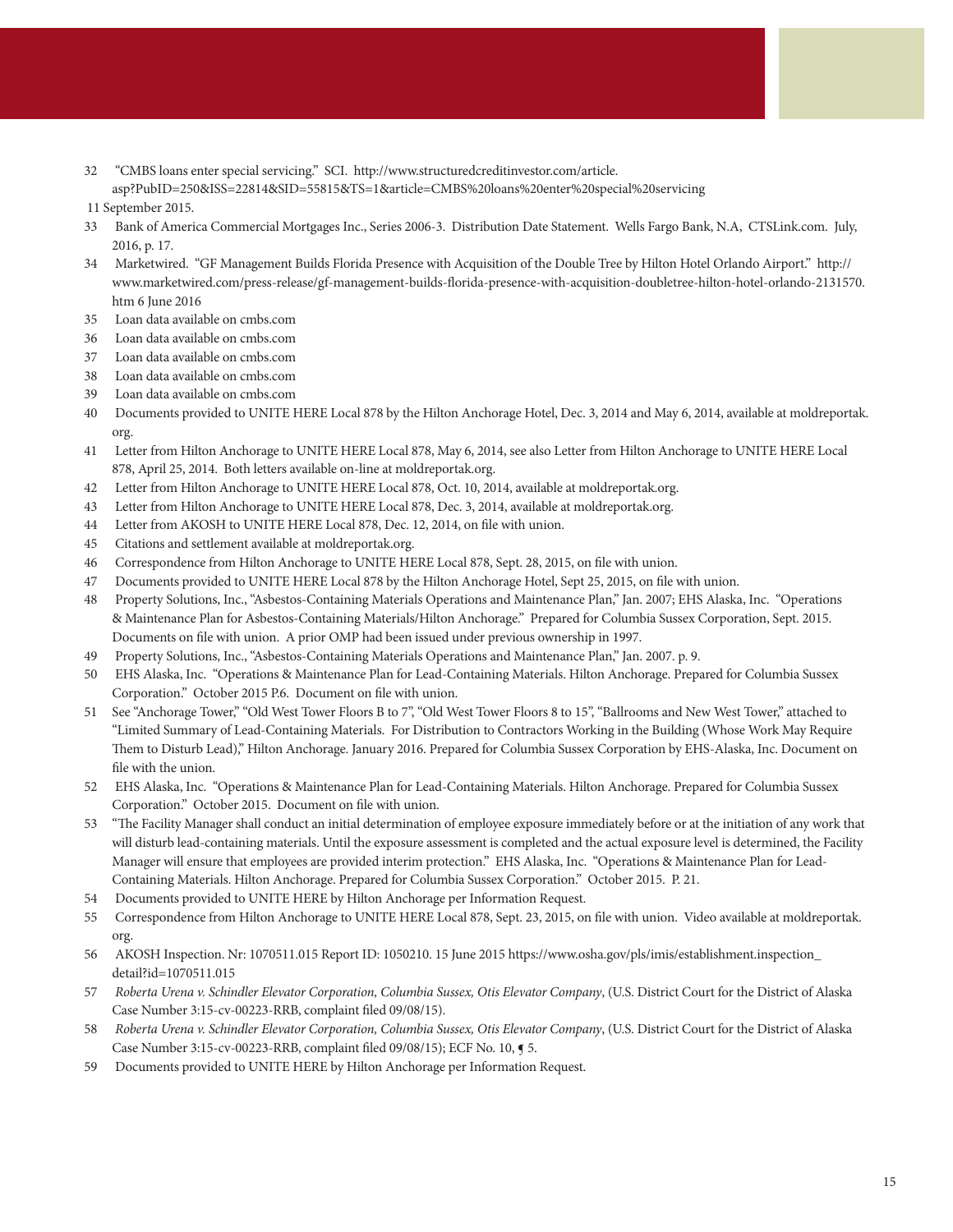32 "CMBS loans enter special servicing." SCI. http://www.structuredcreditinvestor.com/article.asp?PubID=250&ISS=22814&SID=55815&TS=1&article=CMBS%20loans%20enter%20special%20servicing 11 September 2015.

33 Bank of America Commercial Mortgages Inc., Series 2006-3. Distribution Date Statement. Wells Fargo Bank, N.A, CTSLink.com. July, 2016, p. 17.

34 Marketwired. "GF Management Builds Florida Presence with Acquisition of the Double Tree by Hilton Hotel Orlando Airport." http://www.marketwired.com/press-release/gf-management-builds-florida-presence-with-acquisition-doubletree-hilton-hotel-orlando-2131570.htm 6 June 2016

35 Loan data available on cmbs.com

36 Loan data available on cmbs.com

37 Loan data available on cmbs.com

38 Loan data available on cmbs.com

39 Loan data available on cmbs.com

40 Documents provided to UNITE HERE Local 878 by the Hilton Anchorage Hotel, Dec. 3, 2014 and May 6, 2014, available at moldreportak.org.

41 Letter from Hilton Anchorage to UNITE HERE Local 878, May 6, 2014, see also Letter from Hilton Anchorage to UNITE HERE Local 878, April 25, 2014. Both letters available on-line at moldreportak.org.

42 Letter from Hilton Anchorage to UNITE HERE Local 878, Oct. 10, 2014, available at moldreportak.org.

43 Letter from Hilton Anchorage to UNITE HERE Local 878, Dec. 3, 2014, available at moldreportak.org.

44 Letter from AKOSH to UNITE HERE Local 878, Dec. 12, 2014, on file with union.

45 Citations and settlement available at moldreportak.org.

46 Correspondence from Hilton Anchorage to UNITE HERE Local 878, Sept. 28, 2015, on file with union.

47 Documents provided to UNITE HERE Local 878 by the Hilton Anchorage Hotel, Sept 25, 2015, on file with union.

48 Property Solutions, Inc., "Asbestos-Containing Materials Operations and Maintenance Plan," Jan. 2007; EHS Alaska, Inc. "Operations & Maintenance Plan for Asbestos-Containing Materials/Hilton Anchorage." Prepared for Columbia Sussex Corporation, Sept. 2015. Documents on file with union. A prior OMP had been issued under previous ownership in 1997.

49 Property Solutions, Inc., "Asbestos-Containing Materials Operations and Maintenance Plan," Jan. 2007. p. 9.

50 EHS Alaska, Inc. "Operations & Maintenance Plan for Lead-Containing Materials. Hilton Anchorage. Prepared for Columbia Sussex Corporation." October 2015 P.6. Document on file with union.

51 See "Anchorage Tower," "Old West Tower Floors B to 7", "Old West Tower Floors 8 to 15", "Ballrooms and New West Tower," attached to "Limited Summary of Lead-Containing Materials. For Distribution to Contractors Working in the Building (Whose Work May Require Them to Disturb Lead)," Hilton Anchorage. January 2016. Prepared for Columbia Sussex Corporation by EHS-Alaska, Inc. Document on file with the union.

52 EHS Alaska, Inc. "Operations & Maintenance Plan for Lead-Containing Materials. Hilton Anchorage. Prepared for Columbia Sussex Corporation." October 2015. Document on file with union.

53 "The Facility Manager shall conduct an initial determination of employee exposure immediately before or at the initiation of any work that will disturb lead-containing materials. Until the exposure assessment is completed and the actual exposure level is determined, the Facility Manager will ensure that employees are provided interim protection." EHS Alaska, Inc. "Operations & Maintenance Plan for Lead-Containing Materials. Hilton Anchorage. Prepared for Columbia Sussex Corporation." October 2015. P. 21.

54 Documents provided to UNITE HERE by Hilton Anchorage per Information Request.

55 Correspondence from Hilton Anchorage to UNITE HERE Local 878, Sept. 23, 2015, on file with union. Video available at moldreportak.org.

56 AKOSH Inspection. Nr: 1070511.015 Report ID: 1050210. 15 June 2015 https://www.osha.gov/pls/imis/establishment.inspection_detail?id=1070511.015

57 *Roberta Urena v. Schindler Elevator Corporation, Columbia Sussex, Otis Elevator Company*, (U.S. District Court for the District of Alaska Case Number 3:15-cv-00223-RRB, complaint filed 09/08/15).

58 *Roberta Urena v. Schindler Elevator Corporation, Columbia Sussex, Otis Elevator Company*, (U.S. District Court for the District of Alaska Case Number 3:15-cv-00223-RRB, complaint filed 09/08/15); ECF No. 10, ¶ 5.

59 Documents provided to UNITE HERE by Hilton Anchorage per Information Request.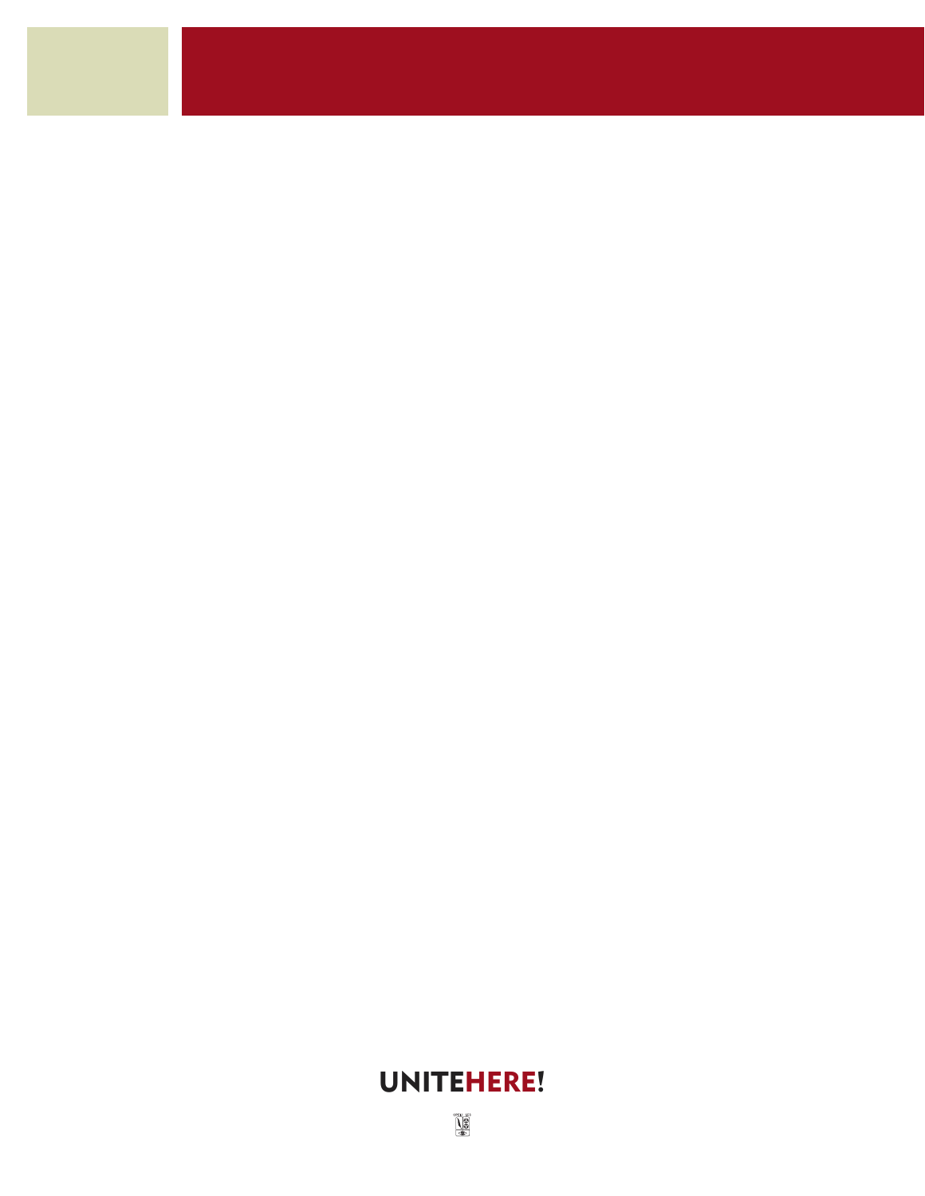UNITEHERE!